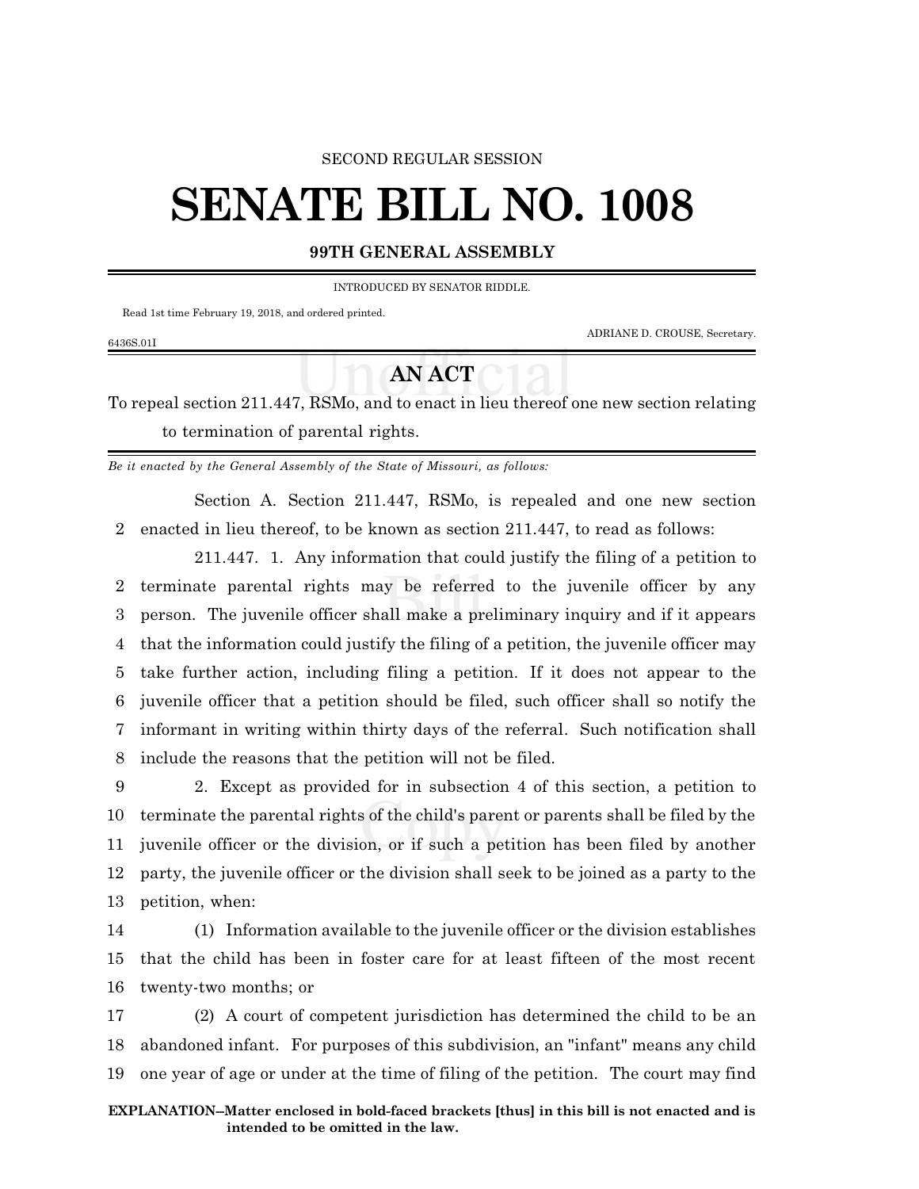SECOND REGULAR SESSION

# SENATE BILL NO. 1008

**99TH GENERAL ASSEMBLY**

INTRODUCED BY SENATOR RIDDLE.

Read 1st time February 19, 2018, and ordered printed.

ADRIANE D. CROUSE, Secretary.

6436S.01I

## AN ACT

To repeal section 211.447, RSMo, and to enact in lieu thereof one new section relating to termination of parental rights.

*Be it enacted by the General Assembly of the State of Missouri, as follows:*

Section A. Section 211.447, RSMo, is repealed and one new section enacted in lieu thereof, to be known as section 211.447, to read as follows:

211.447. 1. Any information that could justify the filing of a petition to terminate parental rights may be referred to the juvenile officer by any person. The juvenile officer shall make a preliminary inquiry and if it appears that the information could justify the filing of a petition, the juvenile officer may take further action, including filing a petition. If it does not appear to the juvenile officer that a petition should be filed, such officer shall so notify the informant in writing within thirty days of the referral. Such notification shall include the reasons that the petition will not be filed.

2. Except as provided for in subsection 4 of this section, a petition to terminate the parental rights of the child's parent or parents shall be filed by the juvenile officer or the division, or if such a petition has been filed by another party, the juvenile officer or the division shall seek to be joined as a party to the petition, when:

(1) Information available to the juvenile officer or the division establishes that the child has been in foster care for at least fifteen of the most recent twenty-two months; or

(2) A court of competent jurisdiction has determined the child to be an abandoned infant. For purposes of this subdivision, an "infant" means any child one year of age or under at the time of filing of the petition. The court may find

**EXPLANATION–Matter enclosed in bold-faced brackets [thus] in this bill is not enacted and is intended to be omitted in the law.**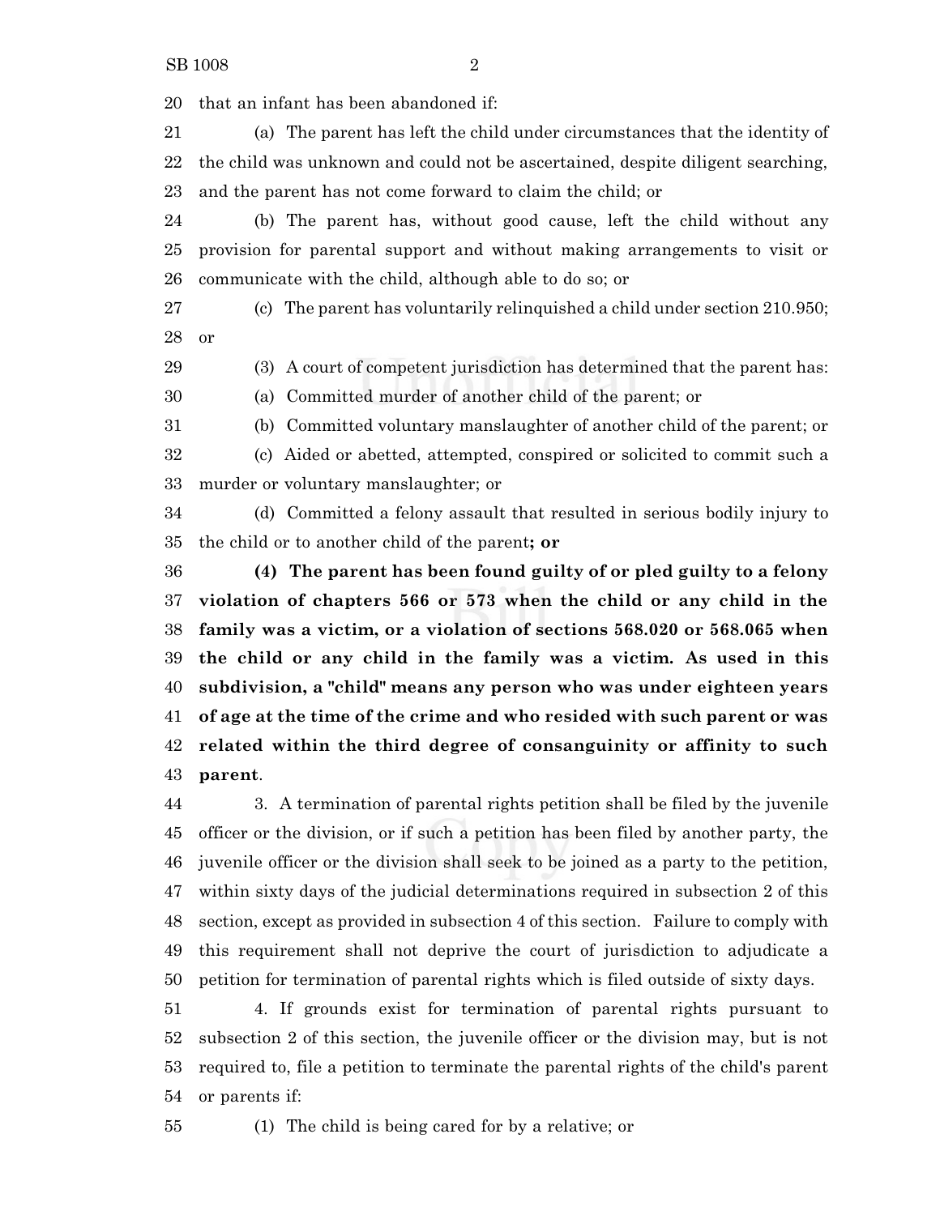that an infant has been abandoned if:

(a) The parent has left the child under circumstances that the identity of the child was unknown and could not be ascertained, despite diligent searching, and the parent has not come forward to claim the child; or

(b) The parent has, without good cause, left the child without any provision for parental support and without making arrangements to visit or communicate with the child, although able to do so; or

(c) The parent has voluntarily relinquished a child under section 210.950; or

(3) A court of competent jurisdiction has determined that the parent has:

(a) Committed murder of another child of the parent; or

(b) Committed voluntary manslaughter of another child of the parent; or

(c) Aided or abetted, attempted, conspired or solicited to commit such a murder or voluntary manslaughter; or

(d) Committed a felony assault that resulted in serious bodily injury to the child or to another child of the parent**; or**

**(4) The parent has been found guilty of or pled guilty to a felony violation of chapters 566 or 573 when the child or any child in the family was a victim, or a violation of sections 568.020 or 568.065 when the child or any child in the family was a victim. As used in this subdivision, a "child" means any person who was under eighteen years of age at the time of the crime and who resided with such parent or was related within the third degree of consanguinity or affinity to such parent**.

3. A termination of parental rights petition shall be filed by the juvenile officer or the division, or if such a petition has been filed by another party, the juvenile officer or the division shall seek to be joined as a party to the petition, within sixty days of the judicial determinations required in subsection 2 of this section, except as provided in subsection 4 of this section. Failure to comply with this requirement shall not deprive the court of jurisdiction to adjudicate a petition for termination of parental rights which is filed outside of sixty days.

4. If grounds exist for termination of parental rights pursuant to subsection 2 of this section, the juvenile officer or the division may, but is not required to, file a petition to terminate the parental rights of the child's parent or parents if:

(1) The child is being cared for by a relative; or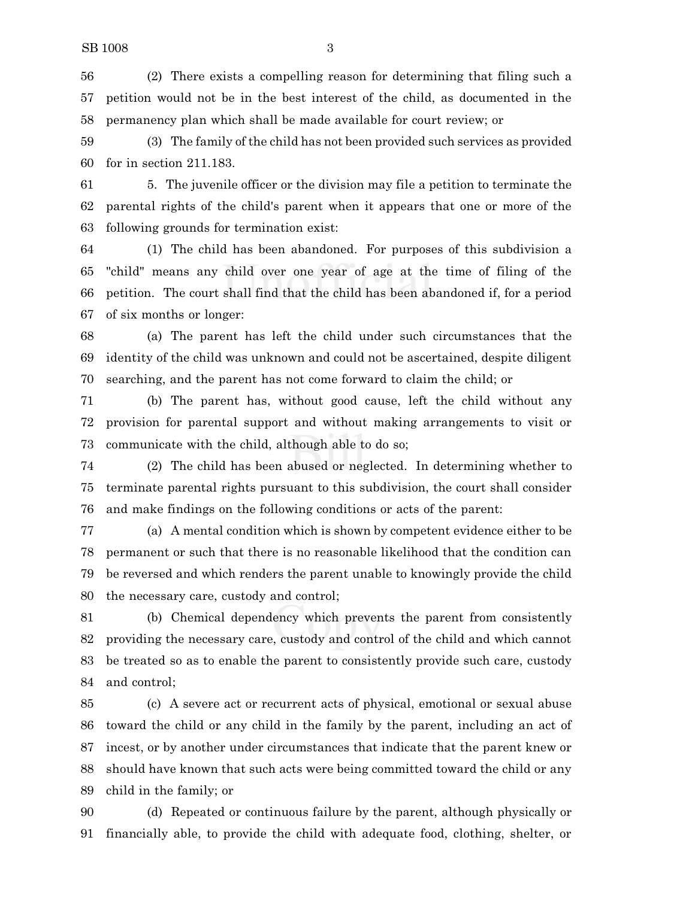(2) There exists a compelling reason for determining that filing such a petition would not be in the best interest of the child, as documented in the permanency plan which shall be made available for court review; or

(3) The family of the child has not been provided such services as provided for in section 211.183.

5. The juvenile officer or the division may file a petition to terminate the parental rights of the child's parent when it appears that one or more of the following grounds for termination exist:

(1) The child has been abandoned. For purposes of this subdivision a "child" means any child over one year of age at the time of filing of the petition. The court shall find that the child has been abandoned if, for a period of six months or longer:

(a) The parent has left the child under such circumstances that the identity of the child was unknown and could not be ascertained, despite diligent searching, and the parent has not come forward to claim the child; or

(b) The parent has, without good cause, left the child without any provision for parental support and without making arrangements to visit or communicate with the child, although able to do so;

(2) The child has been abused or neglected. In determining whether to terminate parental rights pursuant to this subdivision, the court shall consider and make findings on the following conditions or acts of the parent:

(a) A mental condition which is shown by competent evidence either to be permanent or such that there is no reasonable likelihood that the condition can be reversed and which renders the parent unable to knowingly provide the child the necessary care, custody and control;

(b) Chemical dependency which prevents the parent from consistently providing the necessary care, custody and control of the child and which cannot be treated so as to enable the parent to consistently provide such care, custody and control;

(c) A severe act or recurrent acts of physical, emotional or sexual abuse toward the child or any child in the family by the parent, including an act of incest, or by another under circumstances that indicate that the parent knew or should have known that such acts were being committed toward the child or any child in the family; or

(d) Repeated or continuous failure by the parent, although physically or financially able, to provide the child with adequate food, clothing, shelter, or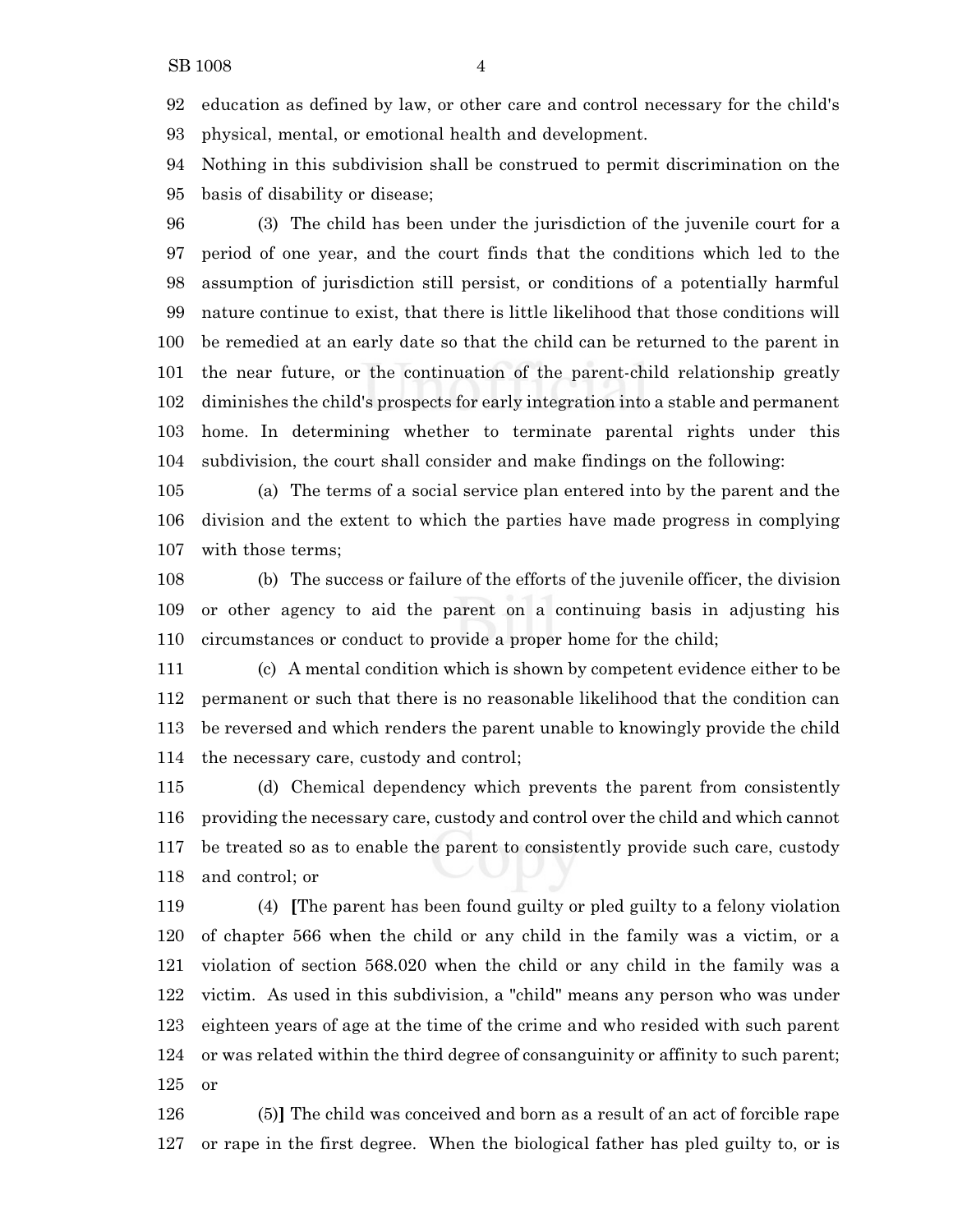92 education as defined by law, or other care and control necessary for the child's
93 physical, mental, or emotional health and development.
94 Nothing in this subdivision shall be construed to permit discrimination on the
95 basis of disability or disease;

96 (3) The child has been under the jurisdiction of the juvenile court for a
97 period of one year, and the court finds that the conditions which led to the
98 assumption of jurisdiction still persist, or conditions of a potentially harmful
99 nature continue to exist, that there is little likelihood that those conditions will
100 be remedied at an early date so that the child can be returned to the parent in
101 the near future, or the continuation of the parent-child relationship greatly
102 diminishes the child's prospects for early integration into a stable and permanent
103 home. In determining whether to terminate parental rights under this
104 subdivision, the court shall consider and make findings on the following:

105 (a) The terms of a social service plan entered into by the parent and the
106 division and the extent to which the parties have made progress in complying
107 with those terms;

108 (b) The success or failure of the efforts of the juvenile officer, the division
109 or other agency to aid the parent on a continuing basis in adjusting his
110 circumstances or conduct to provide a proper home for the child;

111 (c) A mental condition which is shown by competent evidence either to be
112 permanent or such that there is no reasonable likelihood that the condition can
113 be reversed and which renders the parent unable to knowingly provide the child
114 the necessary care, custody and control;

115 (d) Chemical dependency which prevents the parent from consistently
116 providing the necessary care, custody and control over the child and which cannot
117 be treated so as to enable the parent to consistently provide such care, custody
118 and control; or

119 (4) **[**The parent has been found guilty or pled guilty to a felony violation
120 of chapter 566 when the child or any child in the family was a victim, or a
121 violation of section 568.020 when the child or any child in the family was a
122 victim. As used in this subdivision, a "child" means any person who was under
123 eighteen years of age at the time of the crime and who resided with such parent
124 or was related within the third degree of consanguinity or affinity to such parent;
125 or

126 (5)**]** The child was conceived and born as a result of an act of forcible rape
127 or rape in the first degree. When the biological father has pled guilty to, or is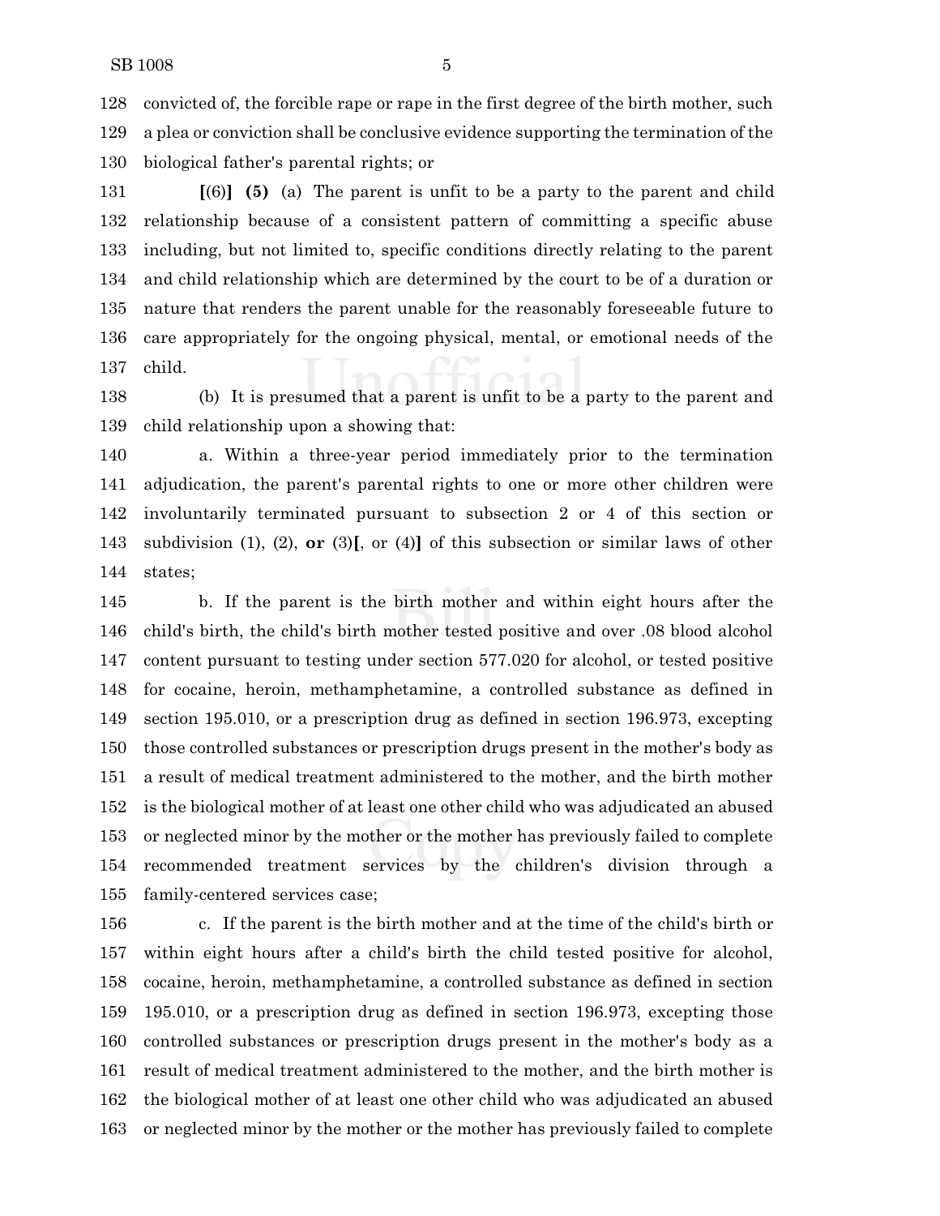128 convicted of, the forcible rape or rape in the first degree of the birth mother, such
129 a plea or conviction shall be conclusive evidence supporting the termination of the
130 biological father's parental rights; or

131 **[**(6)**]** **(5)** (a) The parent is unfit to be a party to the parent and child
132 relationship because of a consistent pattern of committing a specific abuse
133 including, but not limited to, specific conditions directly relating to the parent
134 and child relationship which are determined by the court to be of a duration or
135 nature that renders the parent unable for the reasonably foreseeable future to
136 care appropriately for the ongoing physical, mental, or emotional needs of the
137 child.

138 (b) It is presumed that a parent is unfit to be a party to the parent and
139 child relationship upon a showing that:

140 a. Within a three-year period immediately prior to the termination
141 adjudication, the parent's parental rights to one or more other children were
142 involuntarily terminated pursuant to subsection 2 or 4 of this section or
143 subdivision (1), (2), **or** (3)**[**, or (4)**]** of this subsection or similar laws of other
144 states;

145 b. If the parent is the birth mother and within eight hours after the
146 child's birth, the child's birth mother tested positive and over .08 blood alcohol
147 content pursuant to testing under section 577.020 for alcohol, or tested positive
148 for cocaine, heroin, methamphetamine, a controlled substance as defined in
149 section 195.010, or a prescription drug as defined in section 196.973, excepting
150 those controlled substances or prescription drugs present in the mother's body as
151 a result of medical treatment administered to the mother, and the birth mother
152 is the biological mother of at least one other child who was adjudicated an abused
153 or neglected minor by the mother or the mother has previously failed to complete
154 recommended treatment services by the children's division through a
155 family-centered services case;

156 c. If the parent is the birth mother and at the time of the child's birth or
157 within eight hours after a child's birth the child tested positive for alcohol,
158 cocaine, heroin, methamphetamine, a controlled substance as defined in section
159 195.010, or a prescription drug as defined in section 196.973, excepting those
160 controlled substances or prescription drugs present in the mother's body as a
161 result of medical treatment administered to the mother, and the birth mother is
162 the biological mother of at least one other child who was adjudicated an abused
163 or neglected minor by the mother or the mother has previously failed to complete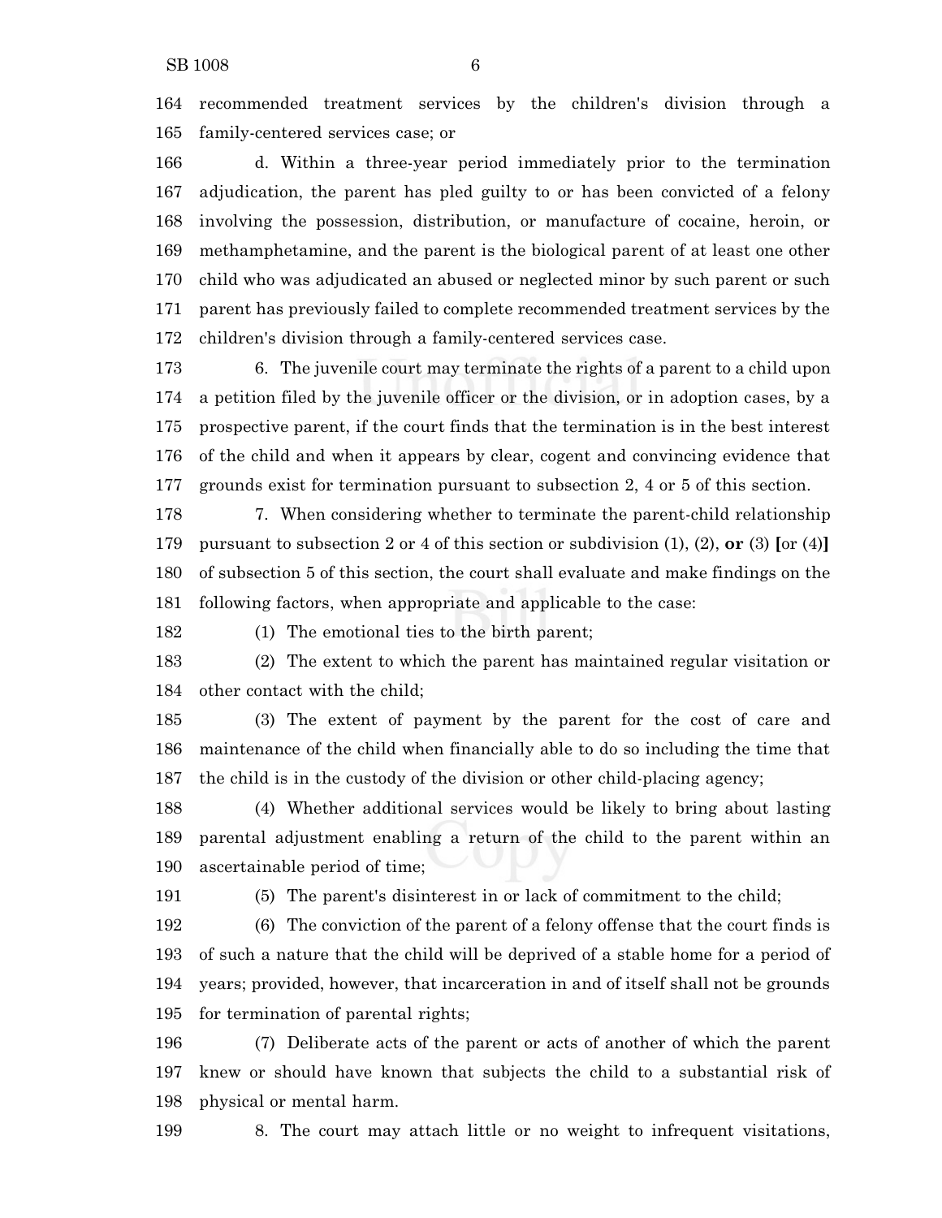recommended treatment services by the children's division through a family-centered services case; or

d. Within a three-year period immediately prior to the termination adjudication, the parent has pled guilty to or has been convicted of a felony involving the possession, distribution, or manufacture of cocaine, heroin, or methamphetamine, and the parent is the biological parent of at least one other child who was adjudicated an abused or neglected minor by such parent or such parent has previously failed to complete recommended treatment services by the children's division through a family-centered services case.

6. The juvenile court may terminate the rights of a parent to a child upon a petition filed by the juvenile officer or the division, or in adoption cases, by a prospective parent, if the court finds that the termination is in the best interest of the child and when it appears by clear, cogent and convincing evidence that grounds exist for termination pursuant to subsection 2, 4 or 5 of this section.

7. When considering whether to terminate the parent-child relationship pursuant to subsection 2 or 4 of this section or subdivision (1), (2), **or** (3) **[**or (4)**]** of subsection 5 of this section, the court shall evaluate and make findings on the following factors, when appropriate and applicable to the case:

(1) The emotional ties to the birth parent;

(2) The extent to which the parent has maintained regular visitation or other contact with the child;

(3) The extent of payment by the parent for the cost of care and maintenance of the child when financially able to do so including the time that the child is in the custody of the division or other child-placing agency;

(4) Whether additional services would be likely to bring about lasting parental adjustment enabling a return of the child to the parent within an ascertainable period of time;

(5) The parent's disinterest in or lack of commitment to the child;

(6) The conviction of the parent of a felony offense that the court finds is of such a nature that the child will be deprived of a stable home for a period of years; provided, however, that incarceration in and of itself shall not be grounds for termination of parental rights;

(7) Deliberate acts of the parent or acts of another of which the parent knew or should have known that subjects the child to a substantial risk of physical or mental harm.

8. The court may attach little or no weight to infrequent visitations,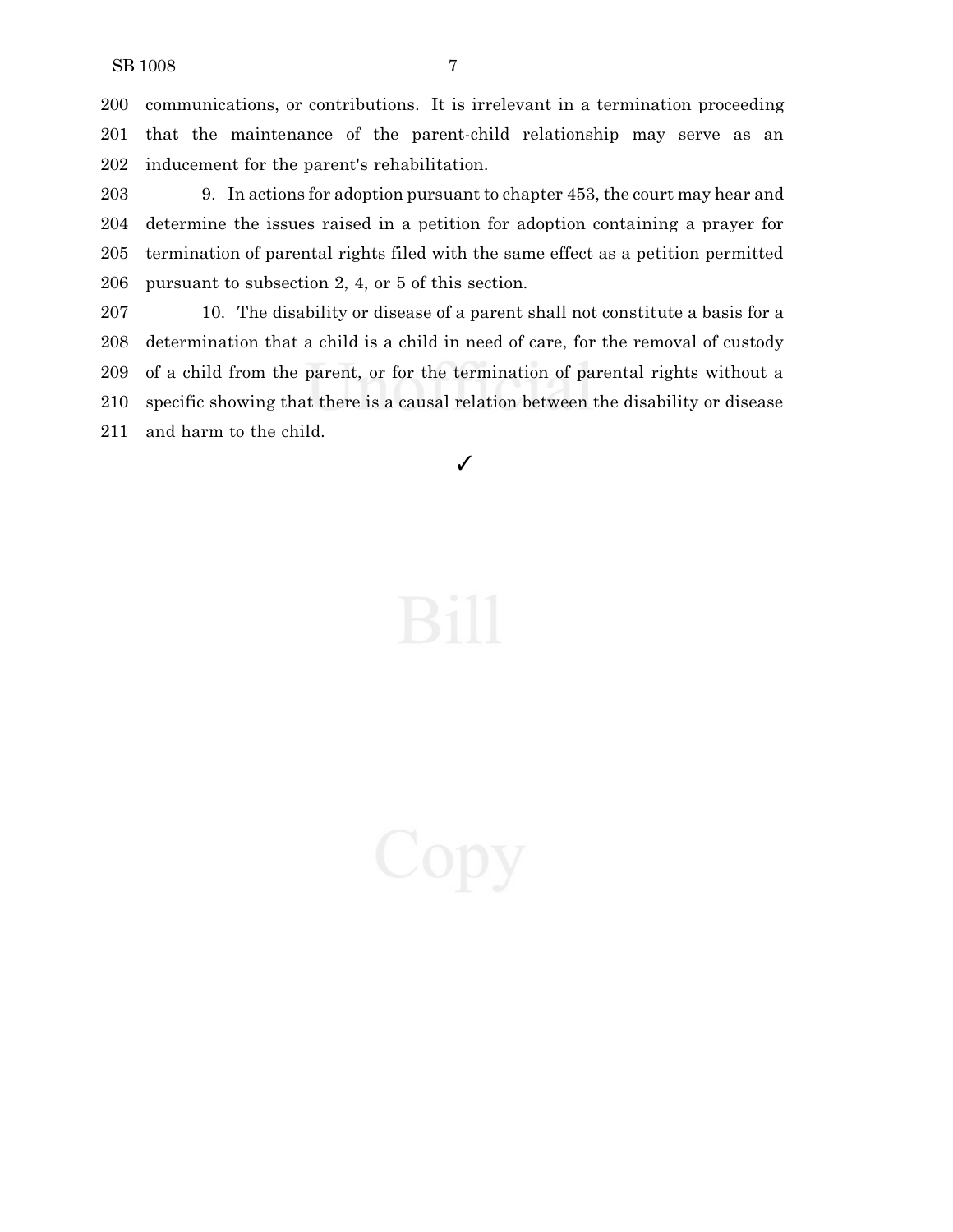communications, or contributions. It is irrelevant in a termination proceeding that the maintenance of the parent-child relationship may serve as an inducement for the parent's rehabilitation.

9. In actions for adoption pursuant to chapter 453, the court may hear and determine the issues raised in a petition for adoption containing a prayer for termination of parental rights filed with the same effect as a petition permitted pursuant to subsection 2, 4, or 5 of this section.

10. The disability or disease of a parent shall not constitute a basis for a determination that a child is a child in need of care, for the removal of custody of a child from the parent, or for the termination of parental rights without a specific showing that there is a causal relation between the disability or disease and harm to the child.

✓